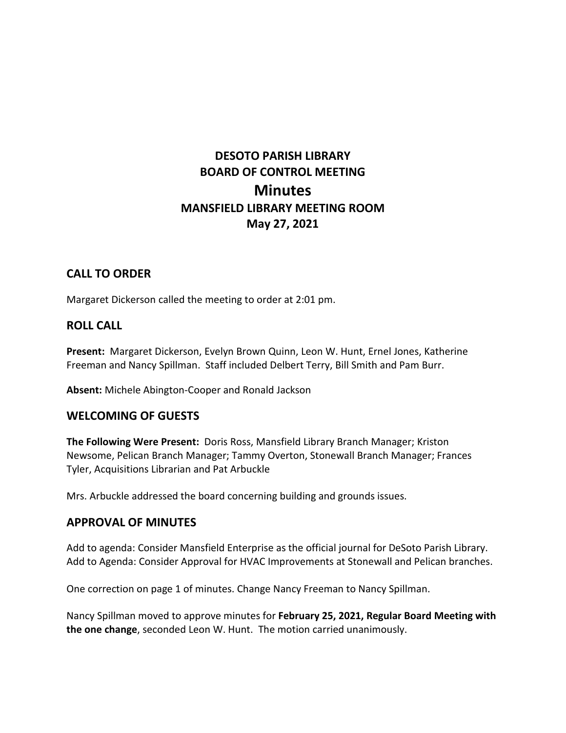# DESOTO PARISH LIBRARY
# BOARD OF CONTROL MEETING
# Minutes
## MANSFIELD LIBRARY MEETING ROOM
## May 27, 2021

## CALL TO ORDER

Margaret Dickerson called the meeting to order at 2:01 pm.

## ROLL CALL

**Present:** Margaret Dickerson, Evelyn Brown Quinn, Leon W. Hunt, Ernel Jones, Katherine Freeman and Nancy Spillman. Staff included Delbert Terry, Bill Smith and Pam Burr.

**Absent:** Michele Abington-Cooper and Ronald Jackson

## WELCOMING OF GUESTS

**The Following Were Present:** Doris Ross, Mansfield Library Branch Manager; Kriston Newsome, Pelican Branch Manager; Tammy Overton, Stonewall Branch Manager; Frances Tyler, Acquisitions Librarian and Pat Arbuckle

Mrs. Arbuckle addressed the board concerning building and grounds issues.

## APPROVAL OF MINUTES

Add to agenda: Consider Mansfield Enterprise as the official journal for DeSoto Parish Library.
Add to Agenda: Consider Approval for HVAC Improvements at Stonewall and Pelican branches.

One correction on page 1 of minutes. Change Nancy Freeman to Nancy Spillman.

Nancy Spillman moved to approve minutes for **February 25, 2021, Regular Board Meeting with the one change**, seconded Leon W. Hunt. The motion carried unanimously.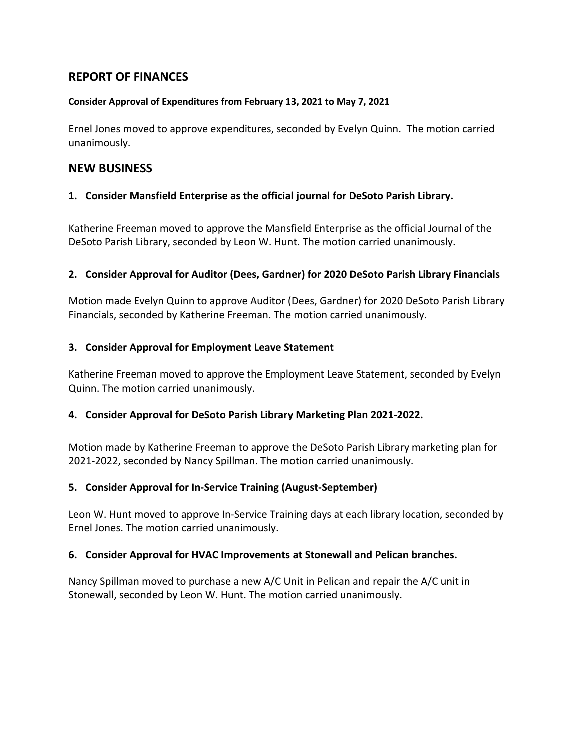## REPORT OF FINANCES

**Consider Approval of Expenditures from February 13, 2021 to May 7, 2021**

Ernel Jones moved to approve expenditures, seconded by Evelyn Quinn. The motion carried unanimously.

## NEW BUSINESS

**1. Consider Mansfield Enterprise as the official journal for DeSoto Parish Library.**

Katherine Freeman moved to approve the Mansfield Enterprise as the official Journal of the DeSoto Parish Library, seconded by Leon W. Hunt. The motion carried unanimously.

**2. Consider Approval for Auditor (Dees, Gardner) for 2020 DeSoto Parish Library Financials**

Motion made Evelyn Quinn to approve Auditor (Dees, Gardner) for 2020 DeSoto Parish Library Financials, seconded by Katherine Freeman. The motion carried unanimously.

**3. Consider Approval for Employment Leave Statement**

Katherine Freeman moved to approve the Employment Leave Statement, seconded by Evelyn Quinn. The motion carried unanimously.

**4. Consider Approval for DeSoto Parish Library Marketing Plan 2021-2022.**

Motion made by Katherine Freeman to approve the DeSoto Parish Library marketing plan for 2021-2022, seconded by Nancy Spillman. The motion carried unanimously.

**5. Consider Approval for In-Service Training (August-September)**

Leon W. Hunt moved to approve In-Service Training days at each library location, seconded by Ernel Jones. The motion carried unanimously.

**6. Consider Approval for HVAC Improvements at Stonewall and Pelican branches.**

Nancy Spillman moved to purchase a new A/C Unit in Pelican and repair the A/C unit in Stonewall, seconded by Leon W. Hunt. The motion carried unanimously.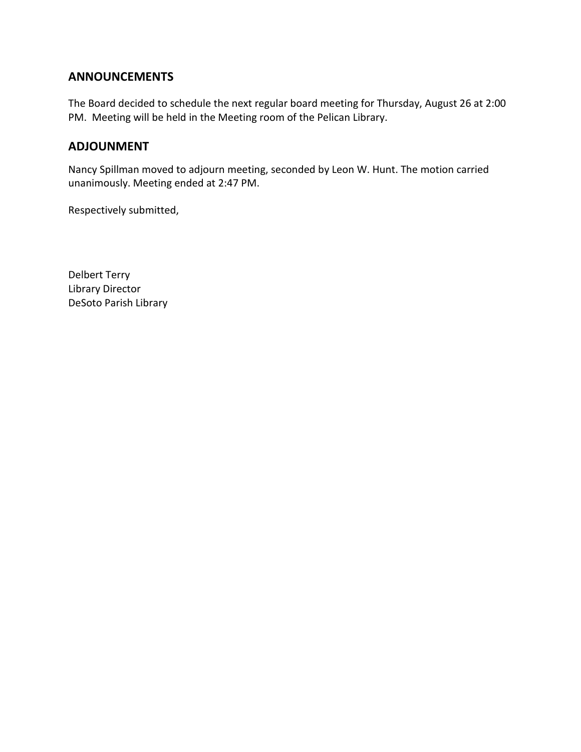## ANNOUNCEMENTS

The Board decided to schedule the next regular board meeting for Thursday, August 26 at 2:00 PM. Meeting will be held in the Meeting room of the Pelican Library.

## ADJOUNMENT

Nancy Spillman moved to adjourn meeting, seconded by Leon W. Hunt. The motion carried unanimously. Meeting ended at 2:47 PM.

Respectively submitted,

Delbert Terry  
Library Director  
DeSoto Parish Library